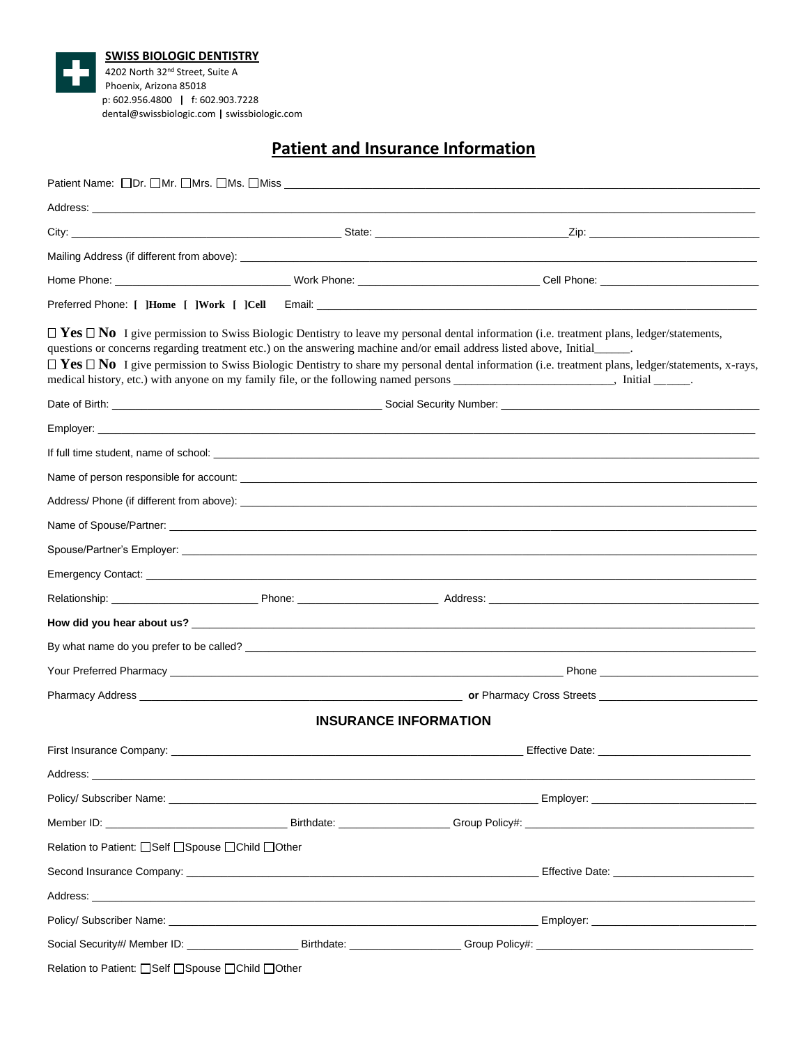**SWISS BIOLOGIC DENTISTRY**
4202 North 32nd Street, Suite A
Phoenix, Arizona 85018
p: 602.956.4800 | f: 602.903.7228
dental@swissbiologic.com | swissbiologic.com

# Patient and Insurance Information

Patient Name: ☐Dr. ☐Mr. ☐Mrs. ☐Ms. ☐Miss ____________________

Address: ____________________

City: ____________________ State: ____________________ Zip: ____________________

Mailing Address (if different from above): ____________________

Home Phone: ____________________ Work Phone: ____________________ Cell Phone: ____________________

Preferred Phone: [ ]Home [ ]Work [ ]Cell Email: ____________________

☐ **Yes** ☐ **No** I give permission to Swiss Biologic Dentistry to leave my personal dental information (i.e. treatment plans, ledger/statements, questions or concerns regarding treatment etc.) on the answering machine and/or email address listed above, Initial______.

☐ **Yes** ☐ **No** I give permission to Swiss Biologic Dentistry to share my personal dental information (i.e. treatment plans, ledger/statements, x-rays, medical history, etc.) with anyone on my family file, or the following named persons ___________________________, Initial ______.

Date of Birth: ____________________ Social Security Number: ____________________

Employer: ____________________

If full time student, name of school: ____________________

Name of person responsible for account: ____________________

Address/ Phone (if different from above): ____________________

Name of Spouse/Partner: ____________________

Spouse/Partner's Employer: ____________________

Emergency Contact: ____________________

Relationship: ____________________ Phone: ____________________ Address: ____________________

**How did you hear about us?** ____________________

By what name do you prefer to be called? ____________________

Your Preferred Pharmacy ____________________ Phone ____________________

Pharmacy Address ____________________ **or** Pharmacy Cross Streets ____________________

## INSURANCE INFORMATION

First Insurance Company: ____________________ Effective Date: ____________________

Address: ____________________

Policy/ Subscriber Name: ____________________ Employer: ____________________

Member ID: ____________________ Birthdate: ____________________ Group Policy#: ____________________

Relation to Patient: ☐Self ☐Spouse ☐Child ☐Other

Second Insurance Company: ____________________ Effective Date: ____________________

Address: ____________________

Policy/ Subscriber Name: ____________________ Employer: ____________________

Social Security#/ Member ID: ____________________ Birthdate: ____________________ Group Policy#: ____________________

Relation to Patient: ☐Self ☐Spouse ☐Child ☐Other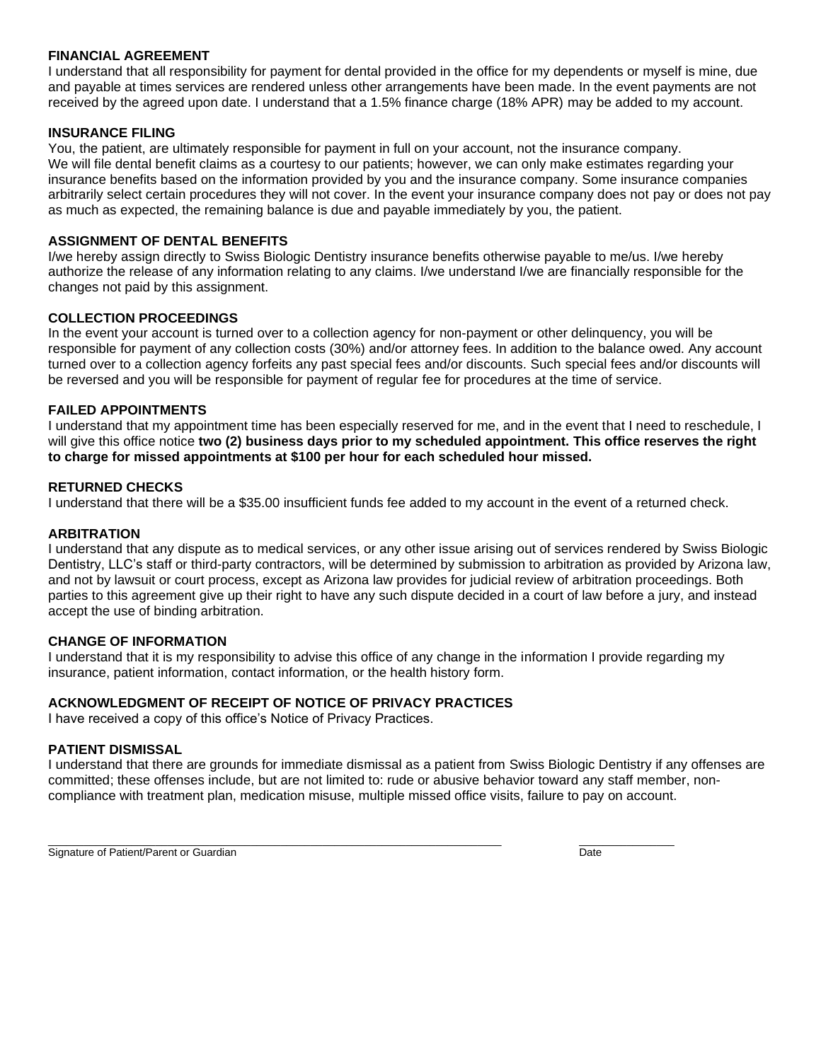**FINANCIAL AGREEMENT**

I understand that all responsibility for payment for dental provided in the office for my dependents or myself is mine, due and payable at times services are rendered unless other arrangements have been made. In the event payments are not received by the agreed upon date. I understand that a 1.5% finance charge (18% APR) may be added to my account.

**INSURANCE FILING**

You, the patient, are ultimately responsible for payment in full on your account, not the insurance company. We will file dental benefit claims as a courtesy to our patients; however, we can only make estimates regarding your insurance benefits based on the information provided by you and the insurance company. Some insurance companies arbitrarily select certain procedures they will not cover. In the event your insurance company does not pay or does not pay as much as expected, the remaining balance is due and payable immediately by you, the patient.

**ASSIGNMENT OF DENTAL BENEFITS**

I/we hereby assign directly to Swiss Biologic Dentistry insurance benefits otherwise payable to me/us. I/we hereby authorize the release of any information relating to any claims. I/we understand I/we are financially responsible for the changes not paid by this assignment.

**COLLECTION PROCEEDINGS**

In the event your account is turned over to a collection agency for non-payment or other delinquency, you will be responsible for payment of any collection costs (30%) and/or attorney fees. In addition to the balance owed. Any account turned over to a collection agency forfeits any past special fees and/or discounts. Such special fees and/or discounts will be reversed and you will be responsible for payment of regular fee for procedures at the time of service.

**FAILED APPOINTMENTS**

I understand that my appointment time has been especially reserved for me, and in the event that I need to reschedule, I will give this office notice **two (2) business days prior to my scheduled appointment. This office reserves the right to charge for missed appointments at $100 per hour for each scheduled hour missed.**

**RETURNED CHECKS**

I understand that there will be a $35.00 insufficient funds fee added to my account in the event of a returned check.

**ARBITRATION**

I understand that any dispute as to medical services, or any other issue arising out of services rendered by Swiss Biologic Dentistry, LLC's staff or third-party contractors, will be determined by submission to arbitration as provided by Arizona law, and not by lawsuit or court process, except as Arizona law provides for judicial review of arbitration proceedings. Both parties to this agreement give up their right to have any such dispute decided in a court of law before a jury, and instead accept the use of binding arbitration.

**CHANGE OF INFORMATION**

I understand that it is my responsibility to advise this office of any change in the information I provide regarding my insurance, patient information, contact information, or the health history form.

**ACKNOWLEDGMENT OF RECEIPT OF NOTICE OF PRIVACY PRACTICES**

I have received a copy of this office's Notice of Privacy Practices.

**PATIENT DISMISSAL**

I understand that there are grounds for immediate dismissal as a patient from Swiss Biologic Dentistry if any offenses are committed; these offenses include, but are not limited to: rude or abusive behavior toward any staff member, non-compliance with treatment plan, medication misuse, multiple missed office visits, failure to pay on account.

_______________________________________________ ______________

Signature of Patient/Parent or Guardian Date